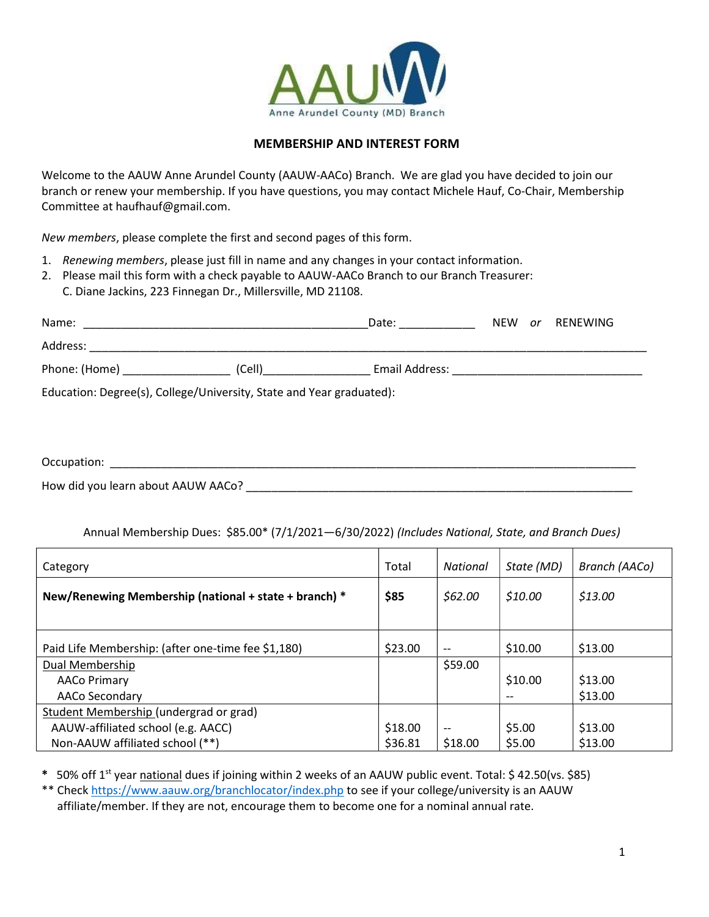AAUW
Anne Arundel County (MD) Branch

## MEMBERSHIP AND INTEREST FORM

Welcome to the AAUW Anne Arundel County (AAUW-AACo) Branch. We are glad you have decided to join our branch or renew your membership. If you have questions, you may contact Michele Hauf, Co-Chair, Membership Committee at haufhauf@gmail.com.

*New members*, please complete the first and second pages of this form.

1. *Renewing members*, please just fill in name and any changes in your contact information.
2. Please mail this form with a check payable to AAUW-AACo Branch to our Branch Treasurer: C. Diane Jackins, 223 Finnegan Dr., Millersville, MD 21108.

Name: _______________________________________________Date: ____________ NEW *or* RENEWING

Address: ____________________________________________________________________________________

Phone: (Home) _________________ (Cell)_________________ Email Address: ______________________________

Education: Degree(s), College/University, State and Year graduated):

Occupation: _________________________________________________________________________________

How did you learn about AAUW AACo? ____________________________________________________________

Annual Membership Dues: $85.00* (7/1/2021—6/30/2022) *(Includes National, State, and Branch Dues)*

| Category | Total | *National* | *State (MD)* | *Branch (AACo)* |
|---|---|---|---|---|
| **New/Renewing Membership (national + state + branch) *** | **$85** | *$62.00* | *$10.00* | *$13.00* |
| Paid Life Membership: (after one-time fee $1,180) | $23.00 | -- | $10.00 | $13.00 |
| Dual Membership | | $59.00 | | |
| AACo Primary | | | $10.00 | $13.00 |
| AACo Secondary | | | -- | $13.00 |
| Student Membership (undergrad or grad) | | | | |
| AAUW-affiliated school (e.g. AACC) | $18.00 | -- | $5.00 | $13.00 |
| Non-AAUW affiliated school (**) | $36.81 | $18.00 | $5.00 | $13.00 |

\* 50% off 1st year national dues if joining within 2 weeks of an AAUW public event. Total: $ 42.50(vs. $85)

** Check https://www.aauw.org/branchlocator/index.php to see if your college/university is an AAUW affiliate/member. If they are not, encourage them to become one for a nominal annual rate.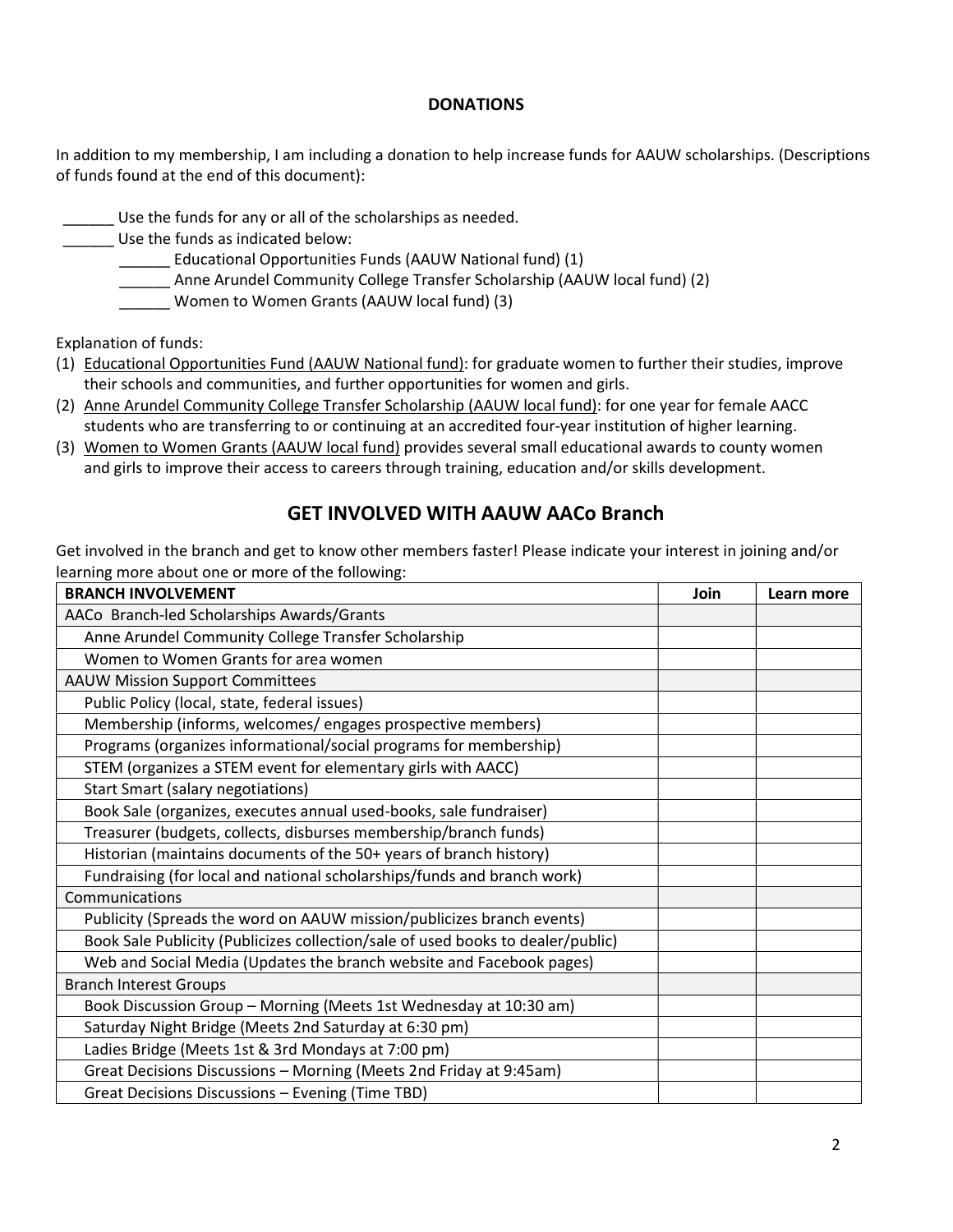## DONATIONS

In addition to my membership, I am including a donation to help increase funds for AAUW scholarships. (Descriptions of funds found at the end of this document):

______ Use the funds for any or all of the scholarships as needed.
______ Use the funds as indicated below:

- ______ Educational Opportunities Funds (AAUW National fund) (1)
- ______ Anne Arundel Community College Transfer Scholarship (AAUW local fund) (2)
- ______ Women to Women Grants (AAUW local fund) (3)

Explanation of funds:

(1) Educational Opportunities Fund (AAUW National fund): for graduate women to further their studies, improve their schools and communities, and further opportunities for women and girls.
(2) Anne Arundel Community College Transfer Scholarship (AAUW local fund): for one year for female AACC students who are transferring to or continuing at an accredited four-year institution of higher learning.
(3) Women to Women Grants (AAUW local fund) provides several small educational awards to county women and girls to improve their access to careers through training, education and/or skills development.

## GET INVOLVED WITH AAUW AACo Branch

Get involved in the branch and get to know other members faster! Please indicate your interest in joining and/or learning more about one or more of the following:

| BRANCH INVOLVEMENT | Join | Learn more |
|---|---|---|
| AACo Branch-led Scholarships Awards/Grants | | |
| Anne Arundel Community College Transfer Scholarship | | |
| Women to Women Grants for area women | | |
| AAUW Mission Support Committees | | |
| Public Policy (local, state, federal issues) | | |
| Membership (informs, welcomes/ engages prospective members) | | |
| Programs (organizes informational/social programs for membership) | | |
| STEM (organizes a STEM event for elementary girls with AACC) | | |
| Start Smart (salary negotiations) | | |
| Book Sale (organizes, executes annual used-books, sale fundraiser) | | |
| Treasurer (budgets, collects, disburses membership/branch funds) | | |
| Historian (maintains documents of the 50+ years of branch history) | | |
| Fundraising (for local and national scholarships/funds and branch work) | | |
| Communications | | |
| Publicity (Spreads the word on AAUW mission/publicizes branch events) | | |
| Book Sale Publicity (Publicizes collection/sale of used books to dealer/public) | | |
| Web and Social Media (Updates the branch website and Facebook pages) | | |
| Branch Interest Groups | | |
| Book Discussion Group – Morning (Meets 1st Wednesday at 10:30 am) | | |
| Saturday Night Bridge (Meets 2nd Saturday at 6:30 pm) | | |
| Ladies Bridge (Meets 1st & 3rd Mondays at 7:00 pm) | | |
| Great Decisions Discussions – Morning (Meets 2nd Friday at 9:45am) | | |
| Great Decisions Discussions – Evening (Time TBD) | | |